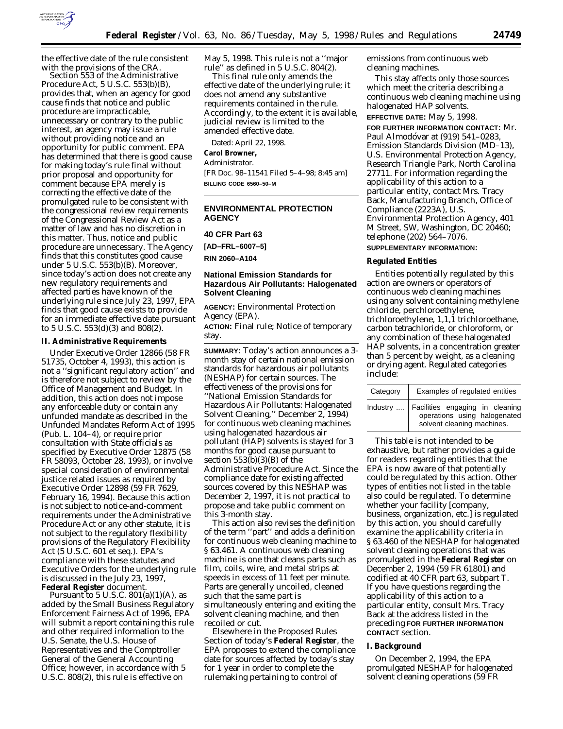the effective date of the rule consistent with the provisions of the CRA.

Section 553 of the Administrative Procedure Act, 5 U.S.C. 553(b)(B), provides that, when an agency for good cause finds that notice and public procedure are impracticable, unnecessary or contrary to the public interest, an agency may issue a rule without providing notice and an opportunity for public comment. EPA has determined that there is good cause for making today's rule final without prior proposal and opportunity for comment because EPA merely is correcting the effective date of the promulgated rule to be consistent with the congressional review requirements of the Congressional Review Act as a matter of law and has no discretion in this matter. Thus, notice and public procedure are unnecessary. The Agency finds that this constitutes good cause under 5 U.S.C. 553(b)(B). Moreover, since today's action does not create any new regulatory requirements and affected parties have known of the underlying rule since July 23, 1997, EPA finds that good cause exists to provide for an immediate effective date pursuant to 5 U.S.C. 553(d)(3) and 808(2).

## II. Administrative Requirements

Under Executive Order 12866 (58 FR 51735, October 4, 1993), this action is not a ''significant regulatory action'' and is therefore not subject to review by the Office of Management and Budget. In addition, this action does not impose any enforceable duty or contain any unfunded mandate as described in the Unfunded Mandates Reform Act of 1995 (Pub. L. 104–4), or require prior consultation with State officials as specified by Executive Order 12875 (58 FR 58093, October 28, 1993), or involve special consideration of environmental justice related issues as required by Executive Order 12898 (59 FR 7629, February 16, 1994). Because this action is not subject to notice-and-comment requirements under the Administrative Procedure Act or any other statute, it is not subject to the regulatory flexibility provisions of the Regulatory Flexibility Act (5 U.S.C. 601 et seq.). EPA's compliance with these statutes and Executive Orders for the underlying rule is discussed in the July 23, 1997, **Federal Register** document.

Pursuant to 5 U.S.C. 801(a)(1)(A), as added by the Small Business Regulatory Enforcement Fairness Act of 1996, EPA will submit a report containing this rule and other required information to the U.S. Senate, the U.S. House of Representatives and the Comptroller General of the General Accounting Office; however, in accordance with 5 U.S.C. 808(2), this rule is effective on May 5, 1998. This rule is not a ''major rule'' as defined in 5 U.S.C. 804(2).

This final rule only amends the effective date of the underlying rule; it does not amend any substantive requirements contained in the rule. Accordingly, to the extent it is available, judicial review is limited to the amended effective date.

Dated: April 22, 1998.

**Carol Browner,**

*Administrator.*

[FR Doc. 98–11541 Filed 5–4–98; 8:45 am]

**BILLING CODE 6560–50–M**

---

## ENVIRONMENTAL PROTECTION AGENCY

## 40 CFR Part 63

**[AD–FRL–6007–5]**

**RIN 2060–A104**

## National Emission Standards for Hazardous Air Pollutants: Halogenated Solvent Cleaning

**AGENCY:** Environmental Protection Agency (EPA).

**ACTION:** Final rule; Notice of temporary stay.

**SUMMARY:** Today's action announces a 3-month stay of certain national emission standards for hazardous air pollutants (NESHAP) for certain sources. The effectiveness of the provisions for ''National Emission Standards for Hazardous Air Pollutants: Halogenated Solvent Cleaning,'' December 2, 1994) for continuous web cleaning machines using halogenated hazardous air pollutant (HAP) solvents is stayed for 3 months for good cause pursuant to section 553(b)(3)(B) of the Administrative Procedure Act. Since the compliance date for existing affected sources covered by this NESHAP was December 2, 1997, it is not practical to propose and take public comment on this 3-month stay.

This action also revises the definition of the term ''part'' and adds a definition for continuous web cleaning machine to § 63.461. A continuous web cleaning machine is one that cleans parts such as film, coils, wire, and metal strips at speeds in excess of 11 feet per minute. Parts are generally uncoiled, cleaned such that the same part is simultaneously entering and exiting the solvent cleaning machine, and then recoiled or cut.

Elsewhere in the Proposed Rules Section of today's **Federal Register**, the EPA proposes to extend the compliance date for sources affected by today's stay for 1 year in order to complete the rulemaking pertaining to control of emissions from continuous web cleaning machines.

This stay affects only those sources which meet the criteria describing a continuous web cleaning machine using halogenated HAP solvents.

**EFFECTIVE DATE:** May 5, 1998.

**FOR FURTHER INFORMATION CONTACT:** Mr. Paul Almodóvar at (919) 541–0283, Emission Standards Division (MD–13), U.S. Environmental Protection Agency, Research Triangle Park, North Carolina 27711. For information regarding the applicability of this action to a particular entity, contact Mrs. Tracy Back, Manufacturing Branch, Office of Compliance (2223A), U.S. Environmental Protection Agency, 401 M Street, SW, Washington, DC 20460; telephone (202) 564–7076.

**SUPPLEMENTARY INFORMATION:**

### Regulated Entities

Entities potentially regulated by this action are owners or operators of continuous web cleaning machines using any solvent containing methylene chloride, perchloroethylene, trichloroethylene, 1,1,1 trichloroethane, carbon tetrachloride, or chloroform, or any combination of these halogenated HAP solvents, in a concentration greater than 5 percent by weight, as a cleaning or drying agent. Regulated categories include:

| Category | Examples of regulated entities |
|---|---|
| Industry .... | Facilities engaging in cleaning operations using halogenated solvent cleaning machines. |

This table is not intended to be exhaustive, but rather provides a guide for readers regarding entities that the EPA is now aware of that potentially could be regulated by this action. Other types of entities not listed in the table also could be regulated. To determine whether your facility [company, business, organization, etc.] is regulated by this action, you should carefully examine the applicability criteria in § 63.460 of the NESHAP for halogenated solvent cleaning operations that was promulgated in the **Federal Register** on December 2, 1994 (59 FR 61801) and codified at 40 CFR part 63, subpart T. If you have questions regarding the applicability of this action to a particular entity, consult Mrs. Tracy Back at the address listed in the preceding **FOR FURTHER INFORMATION CONTACT** section.

### I. Background

On December 2, 1994, the EPA promulgated NESHAP for halogenated solvent cleaning operations (59 FR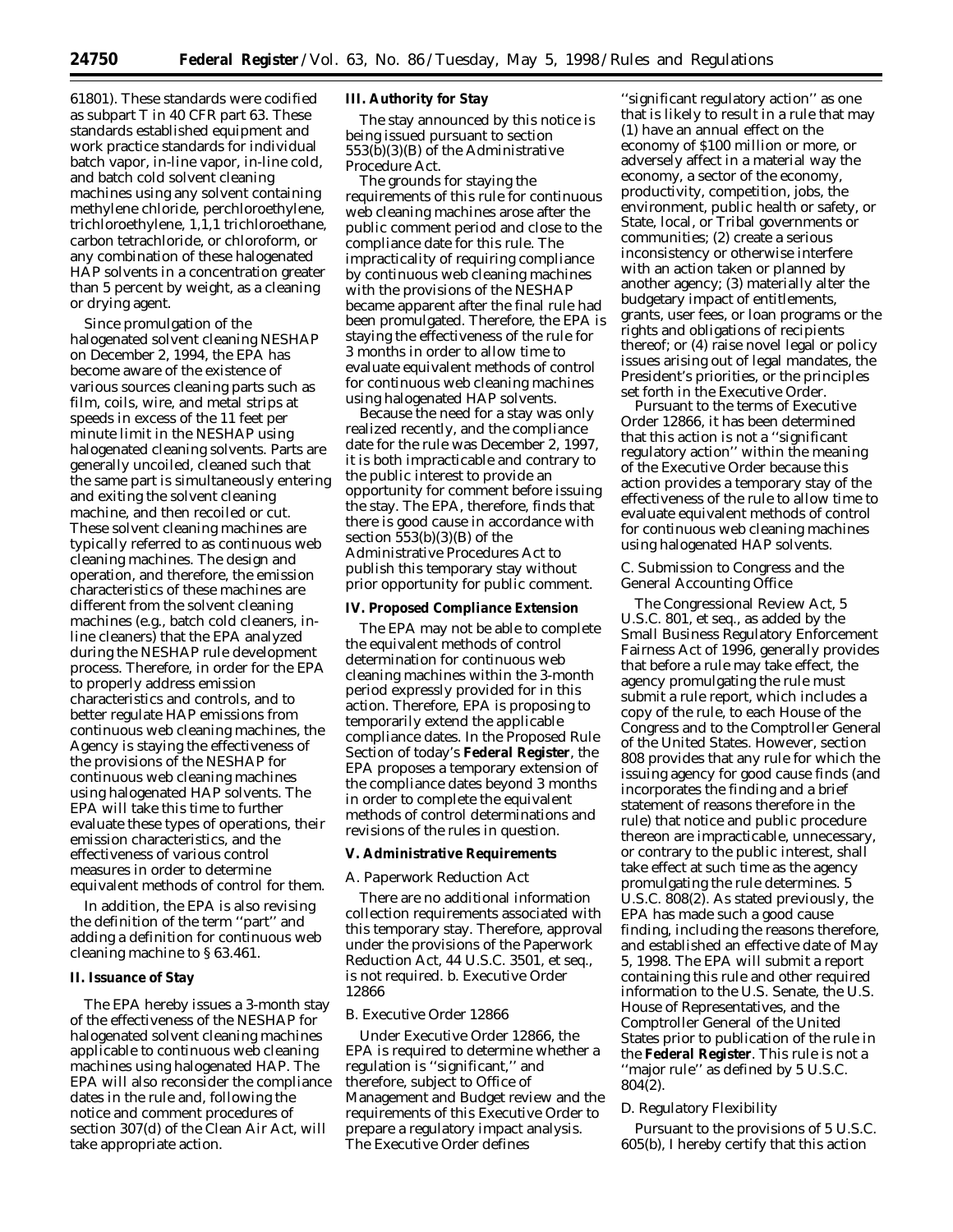61801). These standards were codified as subpart T in 40 CFR part 63. These standards established equipment and work practice standards for individual batch vapor, in-line vapor, in-line cold, and batch cold solvent cleaning machines using any solvent containing methylene chloride, perchloroethylene, trichloroethylene, 1,1,1 trichloroethane, carbon tetrachloride, or chloroform, or any combination of these halogenated HAP solvents in a concentration greater than 5 percent by weight, as a cleaning or drying agent.

Since promulgation of the halogenated solvent cleaning NESHAP on December 2, 1994, the EPA has become aware of the existence of various sources cleaning parts such as film, coils, wire, and metal strips at speeds in excess of the 11 feet per minute limit in the NESHAP using halogenated cleaning solvents. Parts are generally uncoiled, cleaned such that the same part is simultaneously entering and exiting the solvent cleaning machine, and then recoiled or cut. These solvent cleaning machines are typically referred to as continuous web cleaning machines. The design and operation, and therefore, the emission characteristics of these machines are different from the solvent cleaning machines (e.g., batch cold cleaners, in-line cleaners) that the EPA analyzed during the NESHAP rule development process. Therefore, in order for the EPA to properly address emission characteristics and controls, and to better regulate HAP emissions from continuous web cleaning machines, the Agency is staying the effectiveness of the provisions of the NESHAP for continuous web cleaning machines using halogenated HAP solvents. The EPA will take this time to further evaluate these types of operations, their emission characteristics, and the effectiveness of various control measures in order to determine equivalent methods of control for them.

In addition, the EPA is also revising the definition of the term ''part'' and adding a definition for continuous web cleaning machine to § 63.461.

## II. Issuance of Stay

The EPA hereby issues a 3-month stay of the effectiveness of the NESHAP for halogenated solvent cleaning machines applicable to continuous web cleaning machines using halogenated HAP. The EPA will also reconsider the compliance dates in the rule and, following the notice and comment procedures of section 307(d) of the Clean Air Act, will take appropriate action.

## III. Authority for Stay

The stay announced by this notice is being issued pursuant to section 553(b)(3)(B) of the Administrative Procedure Act.

The grounds for staying the requirements of this rule for continuous web cleaning machines arose after the public comment period and close to the compliance date for this rule. The impracticality of requiring compliance by continuous web cleaning machines with the provisions of the NESHAP became apparent after the final rule had been promulgated. Therefore, the EPA is staying the effectiveness of the rule for 3 months in order to allow time to evaluate equivalent methods of control for continuous web cleaning machines using halogenated HAP solvents.

Because the need for a stay was only realized recently, and the compliance date for the rule was December 2, 1997, it is both impracticable and contrary to the public interest to provide an opportunity for comment before issuing the stay. The EPA, therefore, finds that there is good cause in accordance with section 553(b)(3)(B) of the Administrative Procedures Act to publish this temporary stay without prior opportunity for public comment.

## IV. Proposed Compliance Extension

The EPA may not be able to complete the equivalent methods of control determination for continuous web cleaning machines within the 3-month period expressly provided for in this action. Therefore, EPA is proposing to temporarily extend the applicable compliance dates. In the Proposed Rule Section of today's **Federal Register**, the EPA proposes a temporary extension of the compliance dates beyond 3 months in order to complete the equivalent methods of control determinations and revisions of the rules in question.

## V. Administrative Requirements

### A. Paperwork Reduction Act

There are no additional information collection requirements associated with this temporary stay. Therefore, approval under the provisions of the Paperwork Reduction Act, 44 U.S.C. 3501, et seq., is not required. b. Executive Order 12866

### B. Executive Order 12866

Under Executive Order 12866, the EPA is required to determine whether a regulation is ''significant,'' and therefore, subject to Office of Management and Budget review and the requirements of this Executive Order to prepare a regulatory impact analysis. The Executive Order defines ''significant regulatory action'' as one that is likely to result in a rule that may (1) have an annual effect on the economy of $100 million or more, or adversely affect in a material way the economy, a sector of the economy, productivity, competition, jobs, the environment, public health or safety, or State, local, or Tribal governments or communities; (2) create a serious inconsistency or otherwise interfere with an action taken or planned by another agency; (3) materially alter the budgetary impact of entitlements, grants, user fees, or loan programs or the rights and obligations of recipients thereof; or (4) raise novel legal or policy issues arising out of legal mandates, the President's priorities, or the principles set forth in the Executive Order.

Pursuant to the terms of Executive Order 12866, it has been determined that this action is not a ''significant regulatory action'' within the meaning of the Executive Order because this action provides a temporary stay of the effectiveness of the rule to allow time to evaluate equivalent methods of control for continuous web cleaning machines using halogenated HAP solvents.

### C. Submission to Congress and the General Accounting Office

The Congressional Review Act, 5 U.S.C. 801, et seq., as added by the Small Business Regulatory Enforcement Fairness Act of 1996, generally provides that before a rule may take effect, the agency promulgating the rule must submit a rule report, which includes a copy of the rule, to each House of the Congress and to the Comptroller General of the United States. However, section 808 provides that any rule for which the issuing agency for good cause finds (and incorporates the finding and a brief statement of reasons therefore in the rule) that notice and public procedure thereon are impracticable, unnecessary, or contrary to the public interest, shall take effect at such time as the agency promulgating the rule determines. 5 U.S.C. 808(2). As stated previously, the EPA has made such a good cause finding, including the reasons therefore, and established an effective date of May 5, 1998. The EPA will submit a report containing this rule and other required information to the U.S. Senate, the U.S. House of Representatives, and the Comptroller General of the United States prior to publication of the rule in the **Federal Register**. This rule is not a ''major rule'' as defined by 5 U.S.C. 804(2).

### D. Regulatory Flexibility

Pursuant to the provisions of 5 U.S.C. 605(b), I hereby certify that this action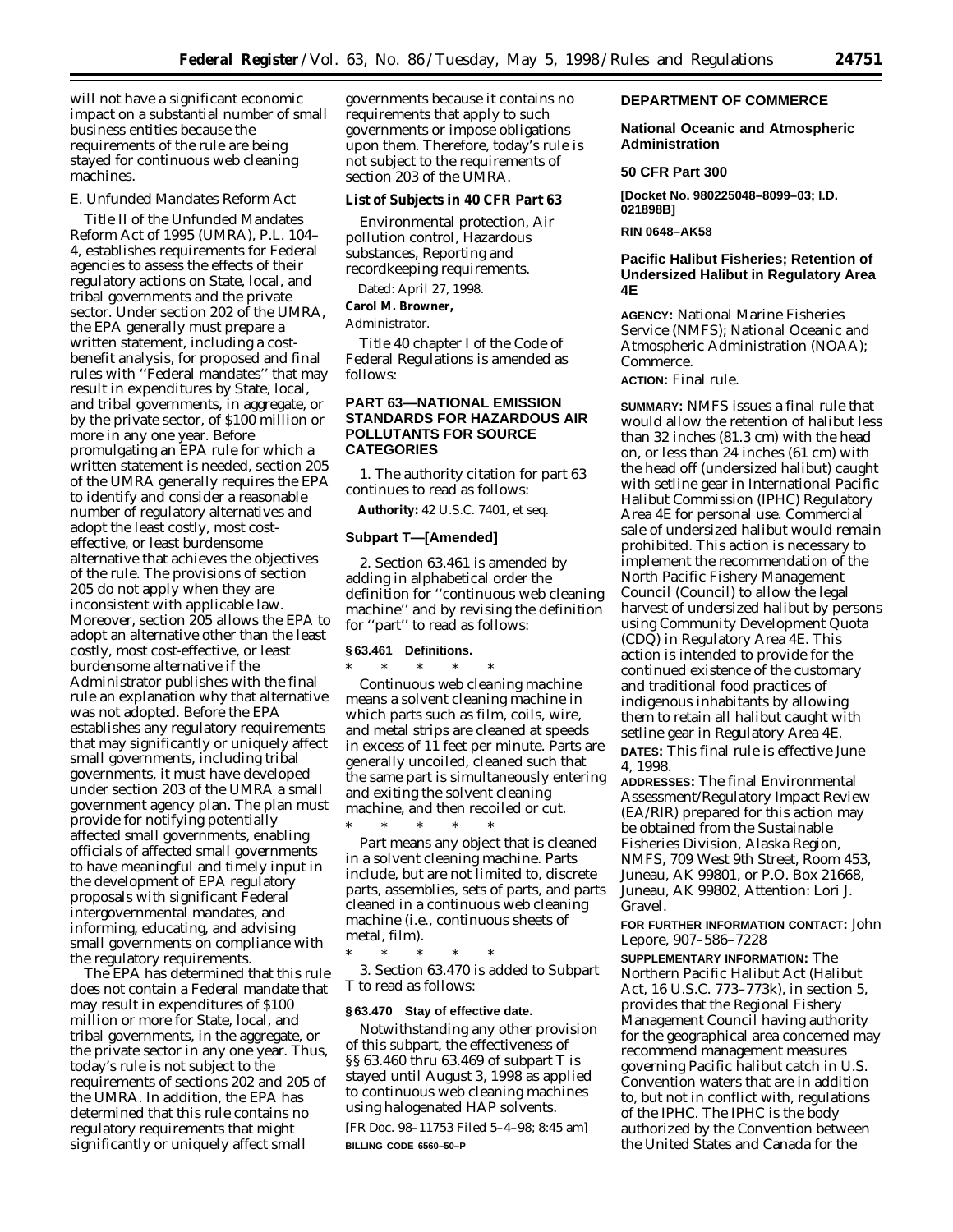will not have a significant economic impact on a substantial number of small business entities because the requirements of the rule are being stayed for continuous web cleaning machines.

E. Unfunded Mandates Reform Act

Title II of the Unfunded Mandates Reform Act of 1995 (UMRA), P.L. 104–4, establishes requirements for Federal agencies to assess the effects of their regulatory actions on State, local, and tribal governments and the private sector. Under section 202 of the UMRA, the EPA generally must prepare a written statement, including a cost-benefit analysis, for proposed and final rules with ''Federal mandates'' that may result in expenditures by State, local, and tribal governments, in aggregate, or by the private sector, of $100 million or more in any one year. Before promulgating an EPA rule for which a written statement is needed, section 205 of the UMRA generally requires the EPA to identify and consider a reasonable number of regulatory alternatives and adopt the least costly, most cost-effective, or least burdensome alternative that achieves the objectives of the rule. The provisions of section 205 do not apply when they are inconsistent with applicable law. Moreover, section 205 allows the EPA to adopt an alternative other than the least costly, most cost-effective, or least burdensome alternative if the Administrator publishes with the final rule an explanation why that alternative was not adopted. Before the EPA establishes any regulatory requirements that may significantly or uniquely affect small governments, including tribal governments, it must have developed under section 203 of the UMRA a small government agency plan. The plan must provide for notifying potentially affected small governments, enabling officials of affected small governments to have meaningful and timely input in the development of EPA regulatory proposals with significant Federal intergovernmental mandates, and informing, educating, and advising small governments on compliance with the regulatory requirements.

The EPA has determined that this rule does not contain a Federal mandate that may result in expenditures of $100 million or more for State, local, and tribal governments, in the aggregate, or the private sector in any one year. Thus, today's rule is not subject to the requirements of sections 202 and 205 of the UMRA. In addition, the EPA has determined that this rule contains no regulatory requirements that might significantly or uniquely affect small governments because it contains no requirements that apply to such governments or impose obligations upon them. Therefore, today's rule is not subject to the requirements of section 203 of the UMRA.

**List of Subjects in 40 CFR Part 63**

Environmental protection, Air pollution control, Hazardous substances, Reporting and recordkeeping requirements.

Dated: April 27, 1998.

**Carol M. Browner,**

*Administrator.*

Title 40 chapter I of the Code of Federal Regulations is amended as follows:

## PART 63—NATIONAL EMISSION STANDARDS FOR HAZARDOUS AIR POLLUTANTS FOR SOURCE CATEGORIES

1. The authority citation for part 63 continues to read as follows:

**Authority:** 42 U.S.C. 7401, *et seq.*

### Subpart T—[Amended]

2. Section 63.461 is amended by adding in alphabetical order the definition for ''continuous web cleaning machine'' and by revising the definition for ''part'' to read as follows:

**§ 63.461 Definitions.**

\* \* \* \* \*

*Continuous web cleaning machine* means a solvent cleaning machine in which parts such as film, coils, wire, and metal strips are cleaned at speeds in excess of 11 feet per minute. Parts are generally uncoiled, cleaned such that the same part is simultaneously entering and exiting the solvent cleaning machine, and then recoiled or cut.

\* \* \* \* \*

*Part* means any object that is cleaned in a solvent cleaning machine. Parts include, but are not limited to, discrete parts, assemblies, sets of parts, and parts cleaned in a continuous web cleaning machine (i.e., continuous sheets of metal, film).

\* \* \* \* \*

3. Section 63.470 is added to Subpart T to read as follows:

**§ 63.470 Stay of effective date.**

Notwithstanding any other provision of this subpart, the effectiveness of §§ 63.460 thru 63.469 of subpart T is stayed until August 3, 1998 as applied to continuous web cleaning machines using halogenated HAP solvents.

[FR Doc. 98–11753 Filed 5–4–98; 8:45 am]

**BILLING CODE 6560–50–P**

## DEPARTMENT OF COMMERCE

### National Oceanic and Atmospheric Administration

### 50 CFR Part 300

**[Docket No. 980225048–8099–03; I.D. 021898B]**

**RIN 0648–AK58**

### Pacific Halibut Fisheries; Retention of Undersized Halibut in Regulatory Area 4E

**AGENCY:** National Marine Fisheries Service (NMFS); National Oceanic and Atmospheric Administration (NOAA); Commerce.

**ACTION:** Final rule.

**SUMMARY:** NMFS issues a final rule that would allow the retention of halibut less than 32 inches (81.3 cm) with the head on, or less than 24 inches (61 cm) with the head off (undersized halibut) caught with setline gear in International Pacific Halibut Commission (IPHC) Regulatory Area 4E for personal use. Commercial sale of undersized halibut would remain prohibited. This action is necessary to implement the recommendation of the North Pacific Fishery Management Council (Council) to allow the legal harvest of undersized halibut by persons using Community Development Quota (CDQ) in Regulatory Area 4E. This action is intended to provide for the continued existence of the customary and traditional food practices of indigenous inhabitants by allowing them to retain all halibut caught with setline gear in Regulatory Area 4E.

**DATES:** This final rule is effective June 4, 1998.

**ADDRESSES:** The final Environmental Assessment/Regulatory Impact Review (EA/RIR) prepared for this action may be obtained from the Sustainable Fisheries Division, Alaska Region, NMFS, 709 West 9th Street, Room 453, Juneau, AK 99801, or P.O. Box 21668, Juneau, AK 99802, Attention: Lori J. Gravel.

**FOR FURTHER INFORMATION CONTACT:** John Lepore, 907–586–7228

**SUPPLEMENTARY INFORMATION:** The Northern Pacific Halibut Act (Halibut Act, 16 U.S.C. 773–773k), in section 5, provides that the Regional Fishery Management Council having authority for the geographical area concerned may recommend management measures governing Pacific halibut catch in U.S. Convention waters that are in addition to, but not in conflict with, regulations of the IPHC. The IPHC is the body authorized by the Convention between the United States and Canada for the